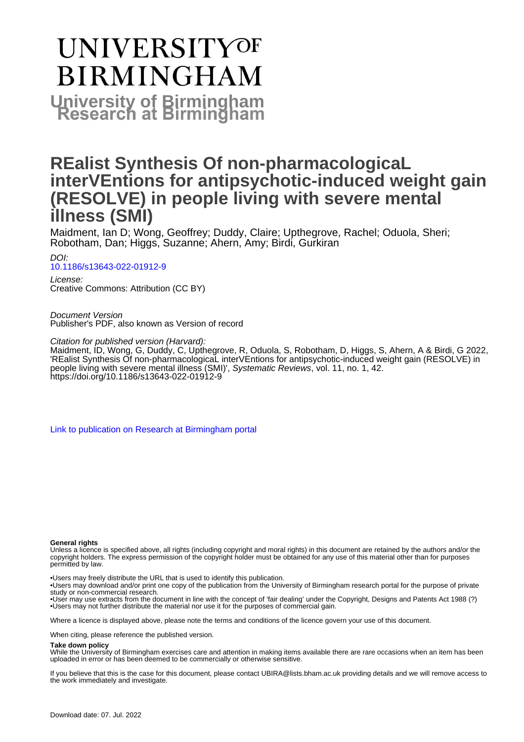# UNIVERSITY OF BIRMINGHAM

**University of Birmingham Research at Birmingham**

# REalist Synthesis Of non-pharmacologicaL interVEntions for antipsychotic-induced weight gain (RESOLVE) in people living with severe mental illness (SMI)

Maidment, Ian D; Wong, Geoffrey; Duddy, Claire; Upthegrove, Rachel; Oduola, Sheri; Robotham, Dan; Higgs, Suzanne; Ahern, Amy; Birdi, Gurkiran

*DOI:*
10.1186/s13643-022-01912-9

*License:*
Creative Commons: Attribution (CC BY)

*Document Version*
Publisher's PDF, also known as Version of record

*Citation for published version (Harvard):*
Maidment, ID, Wong, G, Duddy, C, Upthegrove, R, Oduola, S, Robotham, D, Higgs, S, Ahern, A & Birdi, G 2022, 'REalist Synthesis Of non-pharmacologicaL interVEntions for antipsychotic-induced weight gain (RESOLVE) in people living with severe mental illness (SMI)', *Systematic Reviews*, vol. 11, no. 1, 42. https://doi.org/10.1186/s13643-022-01912-9

Link to publication on Research at Birmingham portal

**General rights**
Unless a licence is specified above, all rights (including copyright and moral rights) in this document are retained by the authors and/or the copyright holders. The express permission of the copyright holder must be obtained for any use of this material other than for purposes permitted by law.

•Users may freely distribute the URL that is used to identify this publication.
•Users may download and/or print one copy of the publication from the University of Birmingham research portal for the purpose of private study or non-commercial research.
•User may use extracts from the document in line with the concept of 'fair dealing' under the Copyright, Designs and Patents Act 1988 (?)
•Users may not further distribute the material nor use it for the purposes of commercial gain.

Where a licence is displayed above, please note the terms and conditions of the licence govern your use of this document.

When citing, please reference the published version.

**Take down policy**
While the University of Birmingham exercises care and attention in making items available there are rare occasions when an item has been uploaded in error or has been deemed to be commercially or otherwise sensitive.

If you believe that this is the case for this document, please contact UBIRA@lists.bham.ac.uk providing details and we will remove access to the work immediately and investigate.

Download date: 07. Jul. 2022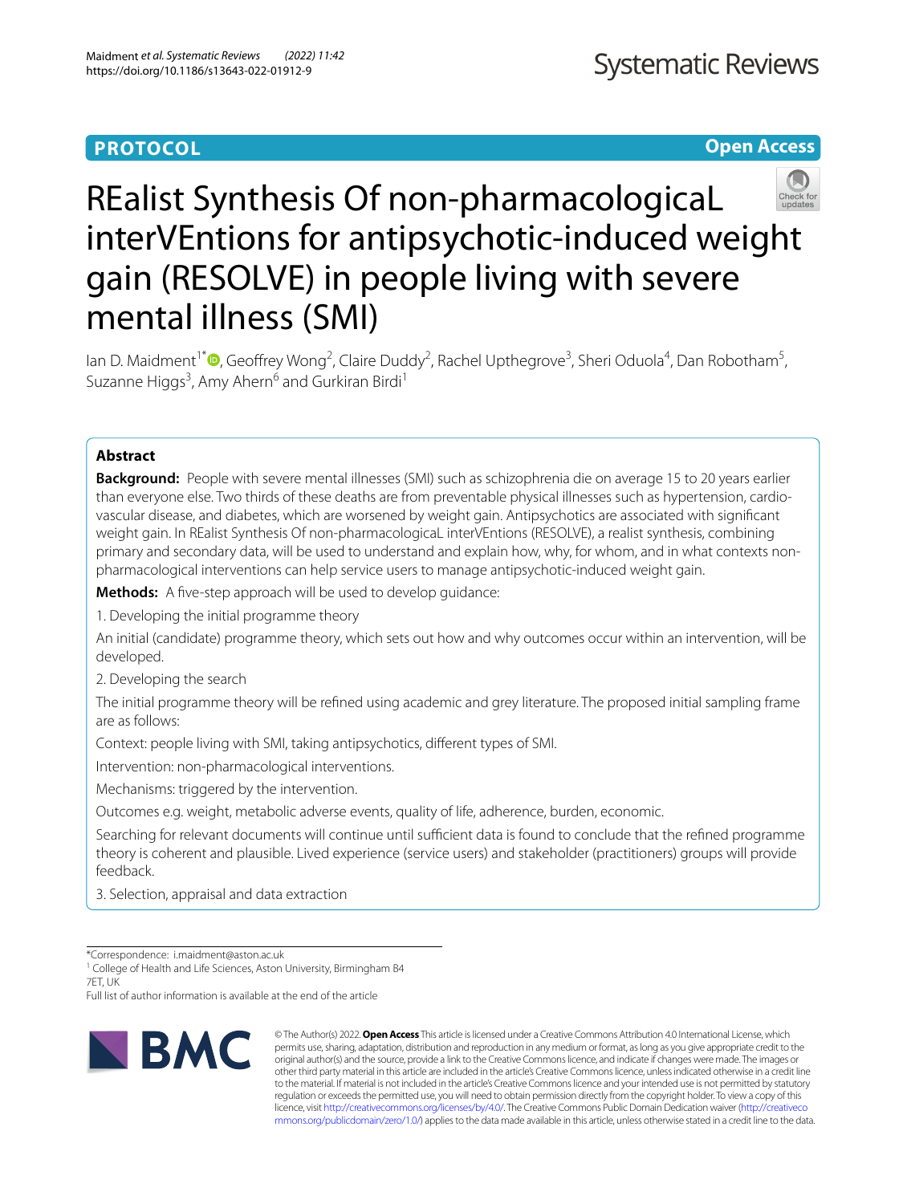PROTOCOL

Open Access

# REalist Synthesis Of non-pharmacologicaL interVEntions for antipsychotic-induced weight gain (RESOLVE) in people living with severe mental illness (SMI)

Ian D. Maidment[1*], Geoffrey Wong[2], Claire Duddy[2], Rachel Upthegrove[3], Sheri Oduola[4], Dan Robotham[5], Suzanne Higgs[3], Amy Ahern[6] and Gurkiran Birdi[1]

## Abstract

**Background:** People with severe mental illnesses (SMI) such as schizophrenia die on average 15 to 20 years earlier than everyone else. Two thirds of these deaths are from preventable physical illnesses such as hypertension, cardiovascular disease, and diabetes, which are worsened by weight gain. Antipsychotics are associated with significant weight gain. In REalist Synthesis Of non-pharmacologicaL interVEntions (RESOLVE), a realist synthesis, combining primary and secondary data, will be used to understand and explain how, why, for whom, and in what contexts non-pharmacological interventions can help service users to manage antipsychotic-induced weight gain.

**Methods:** A five-step approach will be used to develop guidance:

1. Developing the initial programme theory

An initial (candidate) programme theory, which sets out how and why outcomes occur within an intervention, will be developed.

2. Developing the search

The initial programme theory will be refined using academic and grey literature. The proposed initial sampling frame are as follows:

Context: people living with SMI, taking antipsychotics, different types of SMI.

Intervention: non-pharmacological interventions.

Mechanisms: triggered by the intervention.

Outcomes e.g. weight, metabolic adverse events, quality of life, adherence, burden, economic.

Searching for relevant documents will continue until sufficient data is found to conclude that the refined programme theory is coherent and plausible. Lived experience (service users) and stakeholder (practitioners) groups will provide feedback.

3. Selection, appraisal and data extraction

*Correspondence: i.maidment@aston.ac.uk

[1] College of Health and Life Sciences, Aston University, Birmingham B4 7ET, UK

Full list of author information is available at the end of the article

© The Author(s) 2022. **Open Access** This article is licensed under a Creative Commons Attribution 4.0 International License, which permits use, sharing, adaptation, distribution and reproduction in any medium or format, as long as you give appropriate credit to the original author(s) and the source, provide a link to the Creative Commons licence, and indicate if changes were made. The images or other third party material in this article are included in the article's Creative Commons licence, unless indicated otherwise in a credit line to the material. If material is not included in the article's Creative Commons licence and your intended use is not permitted by statutory regulation or exceeds the permitted use, you will need to obtain permission directly from the copyright holder. To view a copy of this licence, visit http://creativecommons.org/licenses/by/4.0/. The Creative Commons Public Domain Dedication waiver (http://creativecommons.org/publicdomain/zero/1.0/) applies to the data made available in this article, unless otherwise stated in a credit line to the data.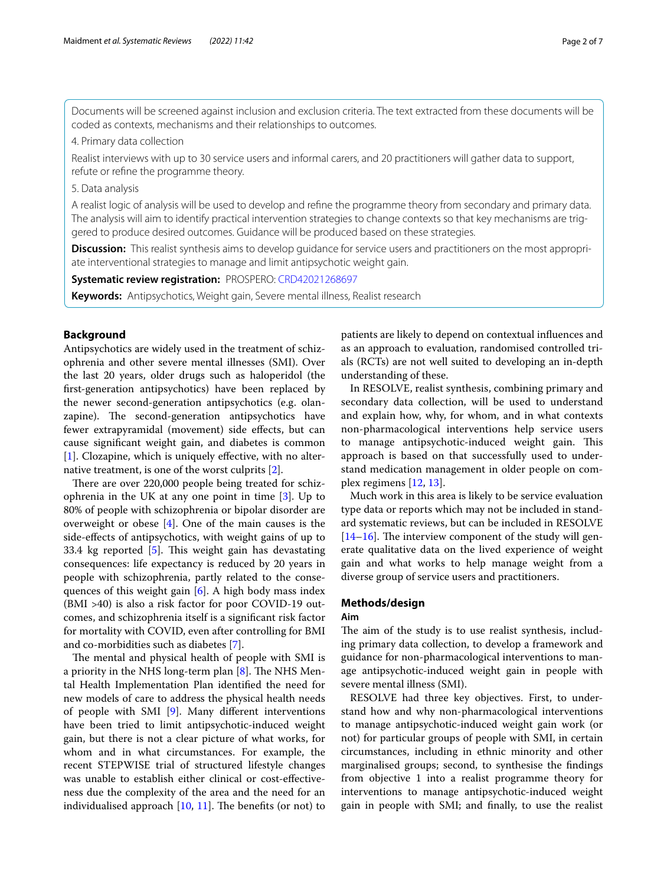Documents will be screened against inclusion and exclusion criteria. The text extracted from these documents will be coded as contexts, mechanisms and their relationships to outcomes.

4. Primary data collection

Realist interviews with up to 30 service users and informal carers, and 20 practitioners will gather data to support, refute or refine the programme theory.

5. Data analysis

A realist logic of analysis will be used to develop and refine the programme theory from secondary and primary data. The analysis will aim to identify practical intervention strategies to change contexts so that key mechanisms are triggered to produce desired outcomes. Guidance will be produced based on these strategies.

**Discussion:** This realist synthesis aims to develop guidance for service users and practitioners on the most appropriate interventional strategies to manage and limit antipsychotic weight gain.

**Systematic review registration:** PROSPERO: CRD42021268697

**Keywords:** Antipsychotics, Weight gain, Severe mental illness, Realist research

## Background

Antipsychotics are widely used in the treatment of schizophrenia and other severe mental illnesses (SMI). Over the last 20 years, older drugs such as haloperidol (the first-generation antipsychotics) have been replaced by the newer second-generation antipsychotics (e.g. olanzapine). The second-generation antipsychotics have fewer extrapyramidal (movement) side effects, but can cause significant weight gain, and diabetes is common [1]. Clozapine, which is uniquely effective, with no alternative treatment, is one of the worst culprits [2].

There are over 220,000 people being treated for schizophrenia in the UK at any one point in time [3]. Up to 80% of people with schizophrenia or bipolar disorder are overweight or obese [4]. One of the main causes is the side-effects of antipsychotics, with weight gains of up to 33.4 kg reported [5]. This weight gain has devastating consequences: life expectancy is reduced by 20 years in people with schizophrenia, partly related to the consequences of this weight gain [6]. A high body mass index (BMI >40) is also a risk factor for poor COVID-19 outcomes, and schizophrenia itself is a significant risk factor for mortality with COVID, even after controlling for BMI and co-morbidities such as diabetes [7].

The mental and physical health of people with SMI is a priority in the NHS long-term plan [8]. The NHS Mental Health Implementation Plan identified the need for new models of care to address the physical health needs of people with SMI [9]. Many different interventions have been tried to limit antipsychotic-induced weight gain, but there is not a clear picture of what works, for whom and in what circumstances. For example, the recent STEPWISE trial of structured lifestyle changes was unable to establish either clinical or cost-effectiveness due the complexity of the area and the need for an individualised approach [10, 11]. The benefits (or not) to patients are likely to depend on contextual influences and as an approach to evaluation, randomised controlled trials (RCTs) are not well suited to developing an in-depth understanding of these.

In RESOLVE, realist synthesis, combining primary and secondary data collection, will be used to understand and explain how, why, for whom, and in what contexts non-pharmacological interventions help service users to manage antipsychotic-induced weight gain. This approach is based on that successfully used to understand medication management in older people on complex regimens [12, 13].

Much work in this area is likely to be service evaluation type data or reports which may not be included in standard systematic reviews, but can be included in RESOLVE [14–16]. The interview component of the study will generate qualitative data on the lived experience of weight gain and what works to help manage weight from a diverse group of service users and practitioners.

## Methods/design

### Aim

The aim of the study is to use realist synthesis, including primary data collection, to develop a framework and guidance for non-pharmacological interventions to manage antipsychotic-induced weight gain in people with severe mental illness (SMI).

RESOLVE had three key objectives. First, to understand how and why non-pharmacological interventions to manage antipsychotic-induced weight gain work (or not) for particular groups of people with SMI, in certain circumstances, including in ethnic minority and other marginalised groups; second, to synthesise the findings from objective 1 into a realist programme theory for interventions to manage antipsychotic-induced weight gain in people with SMI; and finally, to use the realist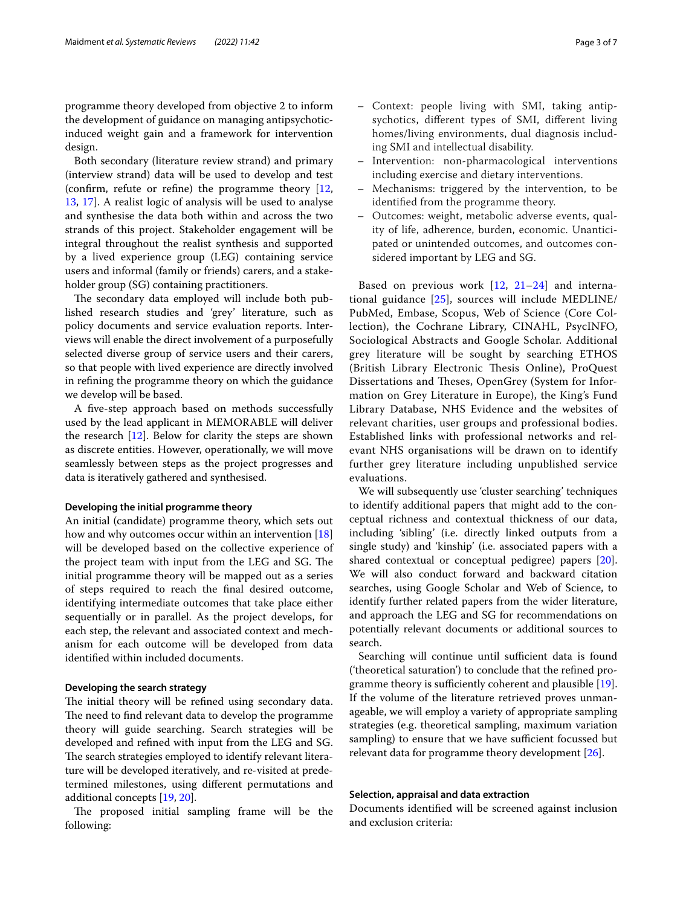programme theory developed from objective 2 to inform the development of guidance on managing antipsychotic-induced weight gain and a framework for intervention design.

Both secondary (literature review strand) and primary (interview strand) data will be used to develop and test (confirm, refute or refine) the programme theory [12, 13, 17]. A realist logic of analysis will be used to analyse and synthesise the data both within and across the two strands of this project. Stakeholder engagement will be integral throughout the realist synthesis and supported by a lived experience group (LEG) containing service users and informal (family or friends) carers, and a stakeholder group (SG) containing practitioners.

The secondary data employed will include both published research studies and 'grey' literature, such as policy documents and service evaluation reports. Interviews will enable the direct involvement of a purposefully selected diverse group of service users and their carers, so that people with lived experience are directly involved in refining the programme theory on which the guidance we develop will be based.

A five-step approach based on methods successfully used by the lead applicant in MEMORABLE will deliver the research [12]. Below for clarity the steps are shown as discrete entities. However, operationally, we will move seamlessly between steps as the project progresses and data is iteratively gathered and synthesised.

#### Developing the initial programme theory

An initial (candidate) programme theory, which sets out how and why outcomes occur within an intervention [18] will be developed based on the collective experience of the project team with input from the LEG and SG. The initial programme theory will be mapped out as a series of steps required to reach the final desired outcome, identifying intermediate outcomes that take place either sequentially or in parallel. As the project develops, for each step, the relevant and associated context and mechanism for each outcome will be developed from data identified within included documents.

#### Developing the search strategy

The initial theory will be refined using secondary data. The need to find relevant data to develop the programme theory will guide searching. Search strategies will be developed and refined with input from the LEG and SG. The search strategies employed to identify relevant literature will be developed iteratively, and re-visited at predetermined milestones, using different permutations and additional concepts [19, 20].

The proposed initial sampling frame will be the following:

- Context: people living with SMI, taking antipsychotics, different types of SMI, different living homes/living environments, dual diagnosis including SMI and intellectual disability.
- Intervention: non-pharmacological interventions including exercise and dietary interventions.
- Mechanisms: triggered by the intervention, to be identified from the programme theory.
- Outcomes: weight, metabolic adverse events, quality of life, adherence, burden, economic. Unanticipated or unintended outcomes, and outcomes considered important by LEG and SG.

Based on previous work [12, 21–24] and international guidance [25], sources will include MEDLINE/PubMed, Embase, Scopus, Web of Science (Core Collection), the Cochrane Library, CINAHL, PsycINFO, Sociological Abstracts and Google Scholar. Additional grey literature will be sought by searching ETHOS (British Library Electronic Thesis Online), ProQuest Dissertations and Theses, OpenGrey (System for Information on Grey Literature in Europe), the King's Fund Library Database, NHS Evidence and the websites of relevant charities, user groups and professional bodies. Established links with professional networks and relevant NHS organisations will be drawn on to identify further grey literature including unpublished service evaluations.

We will subsequently use 'cluster searching' techniques to identify additional papers that might add to the conceptual richness and contextual thickness of our data, including 'sibling' (i.e. directly linked outputs from a single study) and 'kinship' (i.e. associated papers with a shared contextual or conceptual pedigree) papers [20]. We will also conduct forward and backward citation searches, using Google Scholar and Web of Science, to identify further related papers from the wider literature, and approach the LEG and SG for recommendations on potentially relevant documents or additional sources to search.

Searching will continue until sufficient data is found ('theoretical saturation') to conclude that the refined programme theory is sufficiently coherent and plausible [19]. If the volume of the literature retrieved proves unmanageable, we will employ a variety of appropriate sampling strategies (e.g. theoretical sampling, maximum variation sampling) to ensure that we have sufficient focussed but relevant data for programme theory development [26].

#### Selection, appraisal and data extraction

Documents identified will be screened against inclusion and exclusion criteria: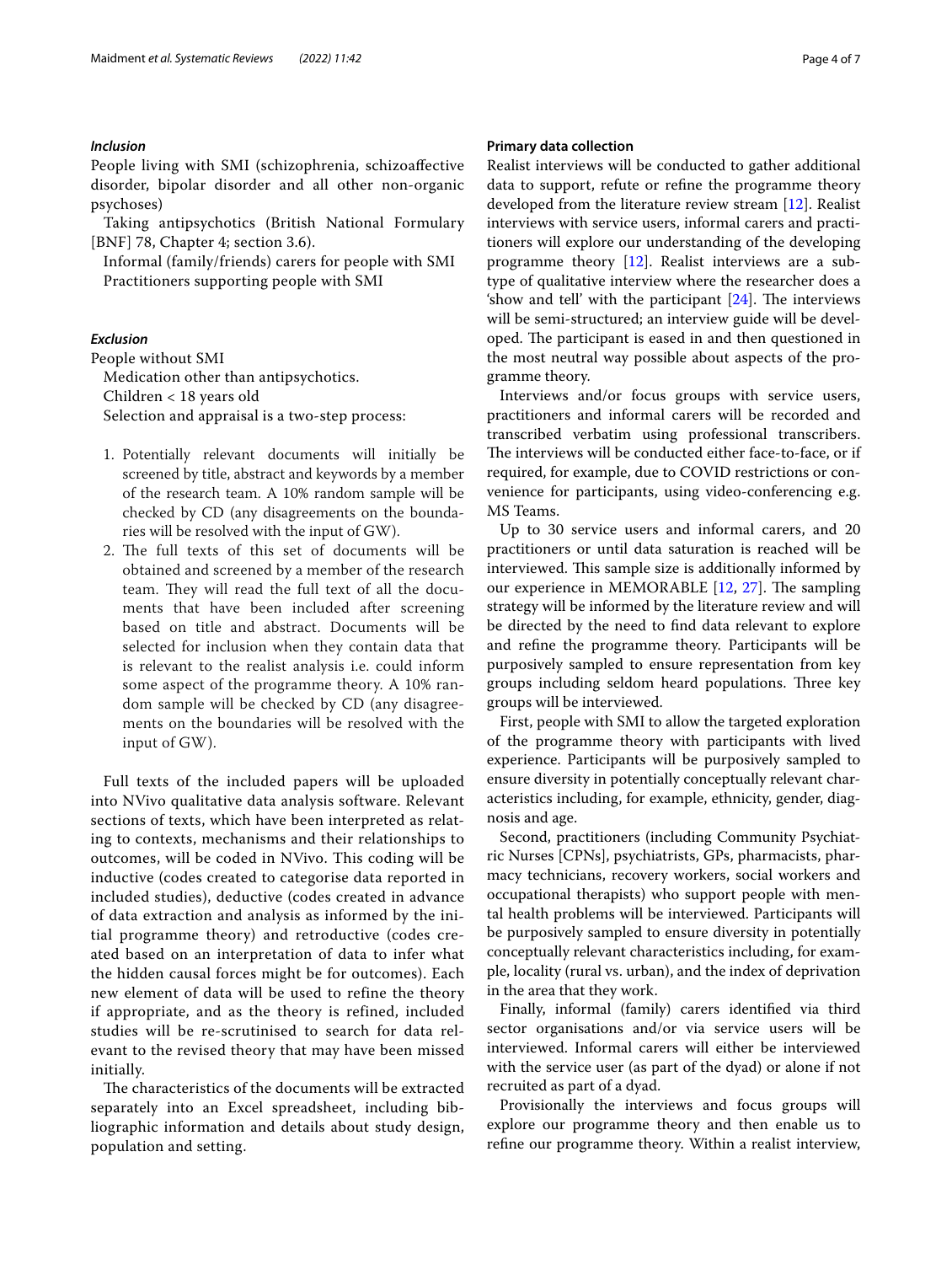#### *Inclusion*

People living with SMI (schizophrenia, schizoaffective disorder, bipolar disorder and all other non-organic psychoses)

Taking antipsychotics (British National Formulary [BNF] 78, Chapter 4; section 3.6).

Informal (family/friends) carers for people with SMI

Practitioners supporting people with SMI

#### *Exclusion*

People without SMI

Medication other than antipsychotics.

Children < 18 years old

Selection and appraisal is a two-step process:

1. Potentially relevant documents will initially be screened by title, abstract and keywords by a member of the research team. A 10% random sample will be checked by CD (any disagreements on the boundaries will be resolved with the input of GW).
2. The full texts of this set of documents will be obtained and screened by a member of the research team. They will read the full text of all the documents that have been included after screening based on title and abstract. Documents will be selected for inclusion when they contain data that is relevant to the realist analysis i.e. could inform some aspect of the programme theory. A 10% random sample will be checked by CD (any disagreements on the boundaries will be resolved with the input of GW).

Full texts of the included papers will be uploaded into NVivo qualitative data analysis software. Relevant sections of texts, which have been interpreted as relating to contexts, mechanisms and their relationships to outcomes, will be coded in NVivo. This coding will be inductive (codes created to categorise data reported in included studies), deductive (codes created in advance of data extraction and analysis as informed by the initial programme theory) and retroductive (codes created based on an interpretation of data to infer what the hidden causal forces might be for outcomes). Each new element of data will be used to refine the theory if appropriate, and as the theory is refined, included studies will be re-scrutinised to search for data relevant to the revised theory that may have been missed initially.

The characteristics of the documents will be extracted separately into an Excel spreadsheet, including bibliographic information and details about study design, population and setting.

#### Primary data collection

Realist interviews will be conducted to gather additional data to support, refute or refine the programme theory developed from the literature review stream [12]. Realist interviews with service users, informal carers and practitioners will explore our understanding of the developing programme theory [12]. Realist interviews are a subtype of qualitative interview where the researcher does a 'show and tell' with the participant [24]. The interviews will be semi-structured; an interview guide will be developed. The participant is eased in and then questioned in the most neutral way possible about aspects of the programme theory.

Interviews and/or focus groups with service users, practitioners and informal carers will be recorded and transcribed verbatim using professional transcribers. The interviews will be conducted either face-to-face, or if required, for example, due to COVID restrictions or convenience for participants, using video-conferencing e.g. MS Teams.

Up to 30 service users and informal carers, and 20 practitioners or until data saturation is reached will be interviewed. This sample size is additionally informed by our experience in MEMORABLE [12, 27]. The sampling strategy will be informed by the literature review and will be directed by the need to find data relevant to explore and refine the programme theory. Participants will be purposively sampled to ensure representation from key groups including seldom heard populations. Three key groups will be interviewed.

First, people with SMI to allow the targeted exploration of the programme theory with participants with lived experience. Participants will be purposively sampled to ensure diversity in potentially conceptually relevant characteristics including, for example, ethnicity, gender, diagnosis and age.

Second, practitioners (including Community Psychiatric Nurses [CPNs], psychiatrists, GPs, pharmacists, pharmacy technicians, recovery workers, social workers and occupational therapists) who support people with mental health problems will be interviewed. Participants will be purposively sampled to ensure diversity in potentially conceptually relevant characteristics including, for example, locality (rural vs. urban), and the index of deprivation in the area that they work.

Finally, informal (family) carers identified via third sector organisations and/or via service users will be interviewed. Informal carers will either be interviewed with the service user (as part of the dyad) or alone if not recruited as part of a dyad.

Provisionally the interviews and focus groups will explore our programme theory and then enable us to refine our programme theory. Within a realist interview,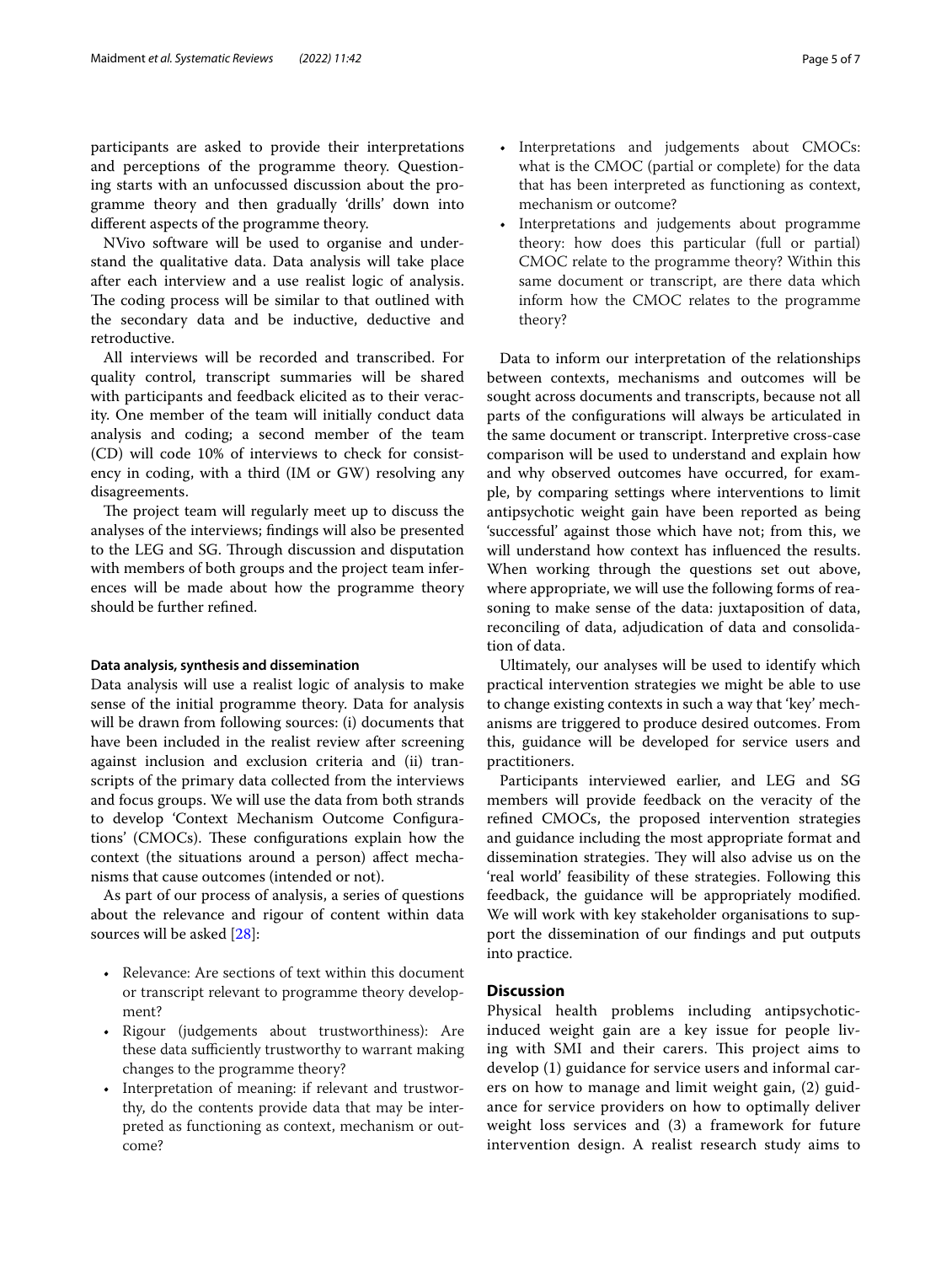participants are asked to provide their interpretations and perceptions of the programme theory. Questioning starts with an unfocussed discussion about the programme theory and then gradually 'drills' down into different aspects of the programme theory.

NVivo software will be used to organise and understand the qualitative data. Data analysis will take place after each interview and a use realist logic of analysis. The coding process will be similar to that outlined with the secondary data and be inductive, deductive and retroductive.

All interviews will be recorded and transcribed. For quality control, transcript summaries will be shared with participants and feedback elicited as to their veracity. One member of the team will initially conduct data analysis and coding; a second member of the team (CD) will code 10% of interviews to check for consistency in coding, with a third (IM or GW) resolving any disagreements.

The project team will regularly meet up to discuss the analyses of the interviews; findings will also be presented to the LEG and SG. Through discussion and disputation with members of both groups and the project team inferences will be made about how the programme theory should be further refined.

#### Data analysis, synthesis and dissemination

Data analysis will use a realist logic of analysis to make sense of the initial programme theory. Data for analysis will be drawn from following sources: (i) documents that have been included in the realist review after screening against inclusion and exclusion criteria and (ii) transcripts of the primary data collected from the interviews and focus groups. We will use the data from both strands to develop 'Context Mechanism Outcome Configurations' (CMOCs). These configurations explain how the context (the situations around a person) affect mechanisms that cause outcomes (intended or not).

As part of our process of analysis, a series of questions about the relevance and rigour of content within data sources will be asked [28]:

- Relevance: Are sections of text within this document or transcript relevant to programme theory development?
- Rigour (judgements about trustworthiness): Are these data sufficiently trustworthy to warrant making changes to the programme theory?
- Interpretation of meaning: if relevant and trustworthy, do the contents provide data that may be interpreted as functioning as context, mechanism or outcome?
- Interpretations and judgements about CMOCs: what is the CMOC (partial or complete) for the data that has been interpreted as functioning as context, mechanism or outcome?
- Interpretations and judgements about programme theory: how does this particular (full or partial) CMOC relate to the programme theory? Within this same document or transcript, are there data which inform how the CMOC relates to the programme theory?

Data to inform our interpretation of the relationships between contexts, mechanisms and outcomes will be sought across documents and transcripts, because not all parts of the configurations will always be articulated in the same document or transcript. Interpretive cross-case comparison will be used to understand and explain how and why observed outcomes have occurred, for example, by comparing settings where interventions to limit antipsychotic weight gain have been reported as being 'successful' against those which have not; from this, we will understand how context has influenced the results. When working through the questions set out above, where appropriate, we will use the following forms of reasoning to make sense of the data: juxtaposition of data, reconciling of data, adjudication of data and consolidation of data.

Ultimately, our analyses will be used to identify which practical intervention strategies we might be able to use to change existing contexts in such a way that 'key' mechanisms are triggered to produce desired outcomes. From this, guidance will be developed for service users and practitioners.

Participants interviewed earlier, and LEG and SG members will provide feedback on the veracity of the refined CMOCs, the proposed intervention strategies and guidance including the most appropriate format and dissemination strategies. They will also advise us on the 'real world' feasibility of these strategies. Following this feedback, the guidance will be appropriately modified. We will work with key stakeholder organisations to support the dissemination of our findings and put outputs into practice.

## Discussion

Physical health problems including antipsychotic-induced weight gain are a key issue for people living with SMI and their carers. This project aims to develop (1) guidance for service users and informal carers on how to manage and limit weight gain, (2) guidance for service providers on how to optimally deliver weight loss services and (3) a framework for future intervention design. A realist research study aims to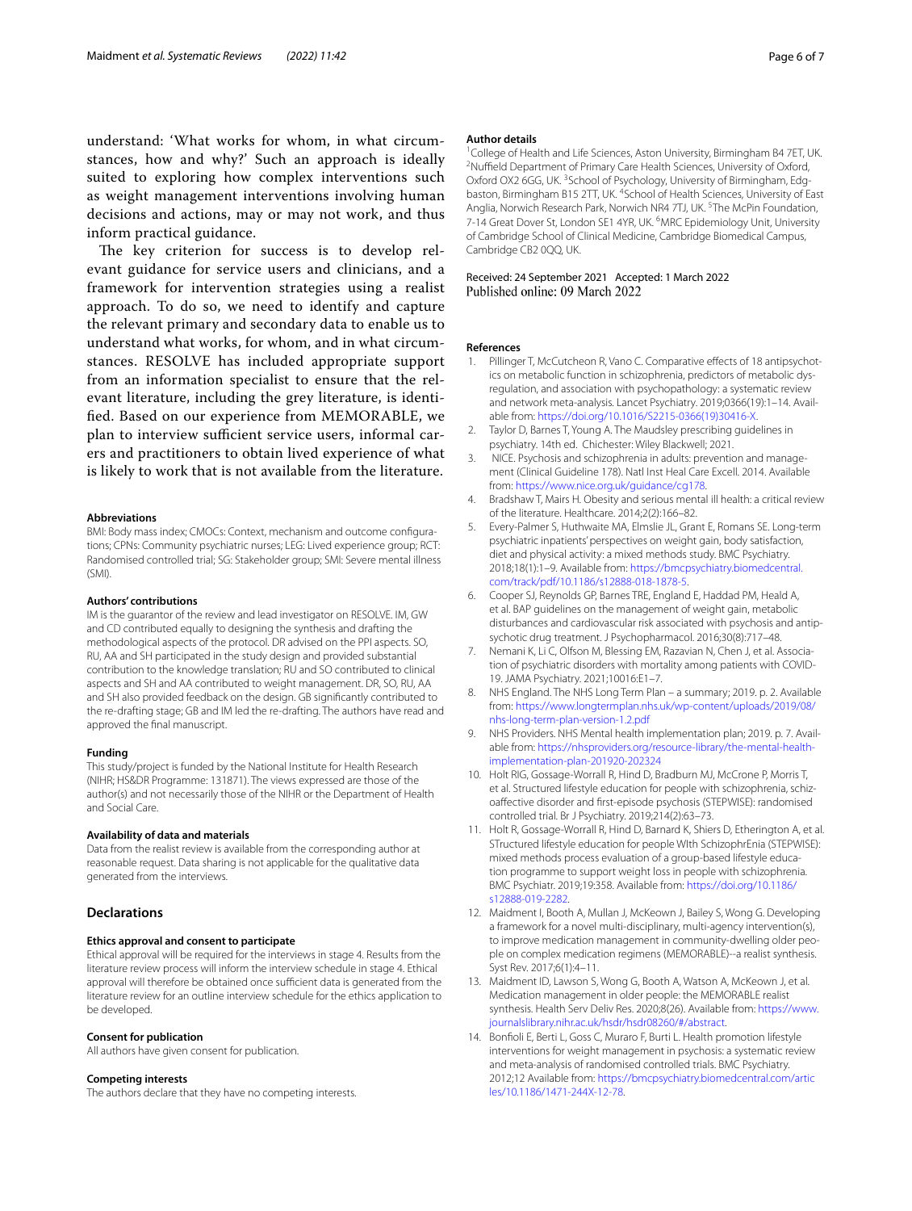understand: 'What works for whom, in what circumstances, how and why?' Such an approach is ideally suited to exploring how complex interventions such as weight management interventions involving human decisions and actions, may or may not work, and thus inform practical guidance.

The key criterion for success is to develop relevant guidance for service users and clinicians, and a framework for intervention strategies using a realist approach. To do so, we need to identify and capture the relevant primary and secondary data to enable us to understand what works, for whom, and in what circumstances. RESOLVE has included appropriate support from an information specialist to ensure that the relevant literature, including the grey literature, is identified. Based on our experience from MEMORABLE, we plan to interview sufficient service users, informal carers and practitioners to obtain lived experience of what is likely to work that is not available from the literature.

#### Abbreviations

BMI: Body mass index; CMOCs: Context, mechanism and outcome configurations; CPNs: Community psychiatric nurses; LEG: Lived experience group; RCT: Randomised controlled trial; SG: Stakeholder group; SMI: Severe mental illness (SMI).

#### Authors' contributions

IM is the guarantor of the review and lead investigator on RESOLVE. IM, GW and CD contributed equally to designing the synthesis and drafting the methodological aspects of the protocol. DR advised on the PPI aspects. SO, RU, AA and SH participated in the study design and provided substantial contribution to the knowledge translation; RU and SO contributed to clinical aspects and SH and AA contributed to weight management. DR, SO, RU, AA and SH also provided feedback on the design. GB significantly contributed to the re-drafting stage; GB and IM led the re-drafting. The authors have read and approved the final manuscript.

#### Funding

This study/project is funded by the National Institute for Health Research (NIHR; HS&DR Programme: 131871). The views expressed are those of the author(s) and not necessarily those of the NIHR or the Department of Health and Social Care.

#### Availability of data and materials

Data from the realist review is available from the corresponding author at reasonable request. Data sharing is not applicable for the qualitative data generated from the interviews.

## Declarations

#### Ethics approval and consent to participate

Ethical approval will be required for the interviews in stage 4. Results from the literature review process will inform the interview schedule in stage 4. Ethical approval will therefore be obtained once sufficient data is generated from the literature review for an outline interview schedule for the ethics application to be developed.

#### Consent for publication

All authors have given consent for publication.

#### Competing interests

The authors declare that they have no competing interests.

#### Author details

[1]College of Health and Life Sciences, Aston University, Birmingham B4 7ET, UK. [2]Nuffield Department of Primary Care Health Sciences, University of Oxford, Oxford OX2 6GG, UK. [3]School of Psychology, University of Birmingham, Edgbaston, Birmingham B15 2TT, UK. [4]School of Health Sciences, University of East Anglia, Norwich Research Park, Norwich NR4 7TJ, UK. [5]The McPin Foundation, 7-14 Great Dover St, London SE1 4YR, UK. [6]MRC Epidemiology Unit, University of Cambridge School of Clinical Medicine, Cambridge Biomedical Campus, Cambridge CB2 0QQ, UK.

Received: 24 September 2021 Accepted: 1 March 2022
Published online: 09 March 2022

#### References

1. Pillinger T, McCutcheon R, Vano C. Comparative effects of 18 antipsychotics on metabolic function in schizophrenia, predictors of metabolic dysregulation, and association with psychopathology: a systematic review and network meta-analysis. Lancet Psychiatry. 2019;0366(19):1–14. Available from: https://doi.org/10.1016/S2215-0366(19)30416-X.
2. Taylor D, Barnes T, Young A. The Maudsley prescribing guidelines in psychiatry. 14th ed. Chichester: Wiley Blackwell; 2021.
3. NICE. Psychosis and schizophrenia in adults: prevention and management (Clinical Guideline 178). Natl Inst Heal Care Excell. 2014. Available from: https://www.nice.org.uk/guidance/cg178.
4. Bradshaw T, Mairs H. Obesity and serious mental ill health: a critical review of the literature. Healthcare. 2014;2(2):166–82.
5. Every-Palmer S, Huthwaite MA, Elmslie JL, Grant E, Romans SE. Long-term psychiatric inpatients' perspectives on weight gain, body satisfaction, diet and physical activity: a mixed methods study. BMC Psychiatry. 2018;18(1):1–9. Available from: https://bmcpsychiatry.biomedcentral.com/track/pdf/10.1186/s12888-018-1878-5.
6. Cooper SJ, Reynolds GP, Barnes TRE, England E, Haddad PM, Heald A, et al. BAP guidelines on the management of weight gain, metabolic disturbances and cardiovascular risk associated with psychosis and antipsychotic drug treatment. J Psychopharmacol. 2016;30(8):717–48.
7. Nemani K, Li C, Olfson M, Blessing EM, Razavian N, Chen J, et al. Association of psychiatric disorders with mortality among patients with COVID-19. JAMA Psychiatry. 2021;10016:E1–7.
8. NHS England. The NHS Long Term Plan – a summary; 2019. p. 2. Available from: https://www.longtermplan.nhs.uk/wp-content/uploads/2019/08/nhs-long-term-plan-version-1.2.pdf
9. NHS Providers. NHS Mental health implementation plan; 2019. p. 7. Available from: https://nhsproviders.org/resource-library/the-mental-health-implementation-plan-201920-202324
10. Holt RIG, Gossage-Worrall R, Hind D, Bradburn MJ, McCrone P, Morris T, et al. Structured lifestyle education for people with schizophrenia, schizoaffective disorder and first-episode psychosis (STEPWISE): randomised controlled trial. Br J Psychiatry. 2019;214(2):63–73.
11. Holt R, Gossage-Worrall R, Hind D, Barnard K, Shiers D, Etherington A, et al. STructured lifestyle education for people WIth SchizophrEnia (STEPWISE): mixed methods process evaluation of a group-based lifestyle education programme to support weight loss in people with schizophrenia. BMC Psychiatr. 2019;19:358. Available from: https://doi.org/10.1186/s12888-019-2282.
12. Maidment I, Booth A, Mullan J, McKeown J, Bailey S, Wong G. Developing a framework for a novel multi-disciplinary, multi-agency intervention(s), to improve medication management in community-dwelling older people on complex medication regimens (MEMORABLE)--a realist synthesis. Syst Rev. 2017;6(1):4–11.
13. Maidment ID, Lawson S, Wong G, Booth A, Watson A, McKeown J, et al. Medication management in older people: the MEMORABLE realist synthesis. Health Serv Deliv Res. 2020;8(26). Available from: https://www.journalslibrary.nihr.ac.uk/hsdr/hsdr08260/#/abstract.
14. Bonfioli E, Berti L, Goss C, Muraro F, Burti L. Health promotion lifestyle interventions for weight management in psychosis: a systematic review and meta-analysis of randomised controlled trials. BMC Psychiatry. 2012;12 Available from: https://bmcpsychiatry.biomedcentral.com/articles/10.1186/1471-244X-12-78.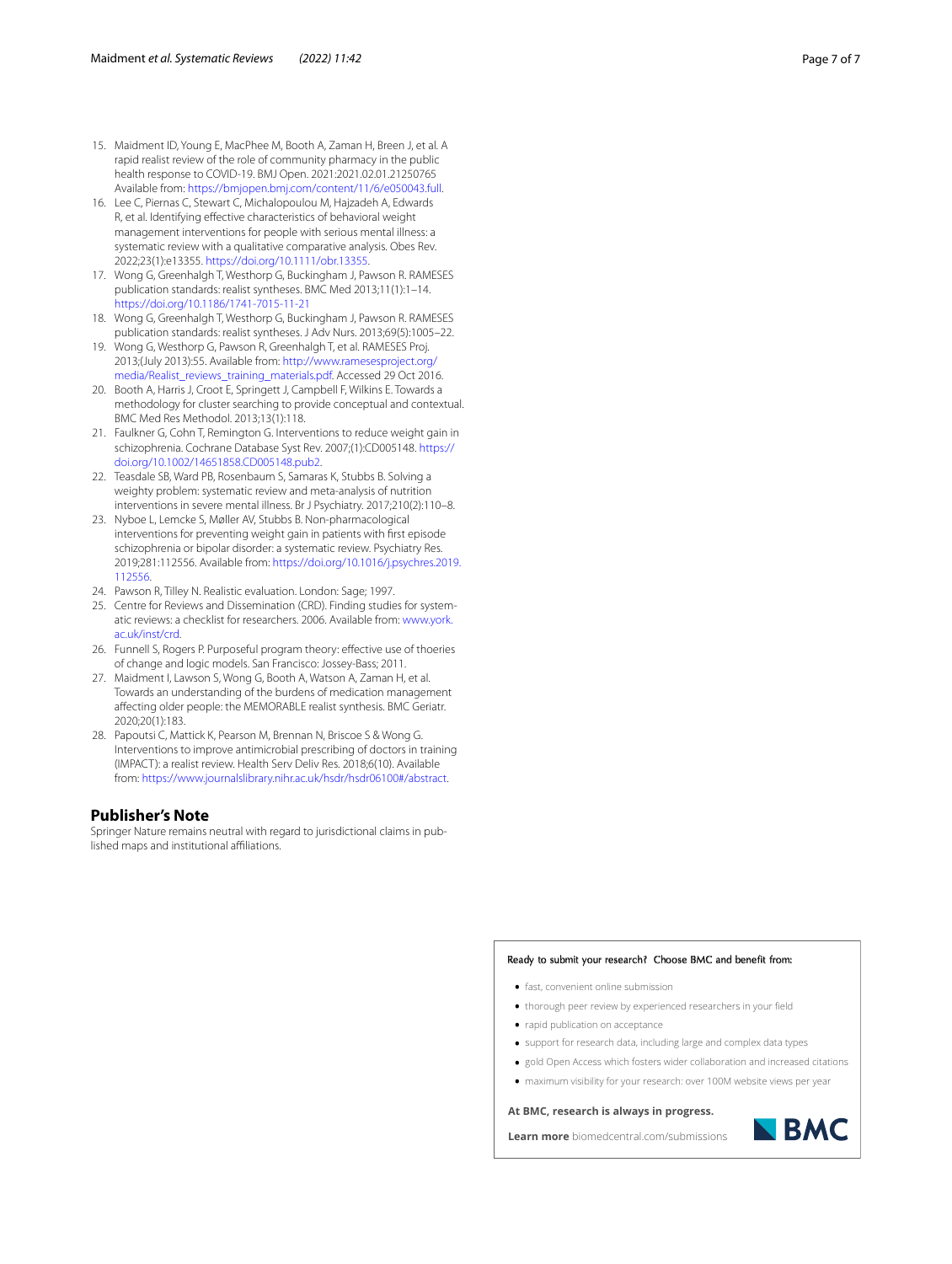15. Maidment ID, Young E, MacPhee M, Booth A, Zaman H, Breen J, et al. A rapid realist review of the role of community pharmacy in the public health response to COVID-19. BMJ Open. 2021:2021.02.01.21250765 Available from: https://bmjopen.bmj.com/content/11/6/e050043.full.
16. Lee C, Piernas C, Stewart C, Michalopoulou M, Hajzadeh A, Edwards R, et al. Identifying effective characteristics of behavioral weight management interventions for people with serious mental illness: a systematic review with a qualitative comparative analysis. Obes Rev. 2022;23(1):e13355. https://doi.org/10.1111/obr.13355.
17. Wong G, Greenhalgh T, Westhorp G, Buckingham J, Pawson R. RAMESES publication standards: realist syntheses. BMC Med 2013;11(1):1–14. https://doi.org/10.1186/1741-7015-11-21
18. Wong G, Greenhalgh T, Westhorp G, Buckingham J, Pawson R. RAMESES publication standards: realist syntheses. J Adv Nurs. 2013;69(5):1005–22.
19. Wong G, Westhorp G, Pawson R, Greenhalgh T, et al. RAMESES Proj. 2013;(July 2013):55. Available from: http://www.ramesesproject.org/media/Realist_reviews_training_materials.pdf. Accessed 29 Oct 2016.
20. Booth A, Harris J, Croot E, Springett J, Campbell F, Wilkins E. Towards a methodology for cluster searching to provide conceptual and contextual. BMC Med Res Methodol. 2013;13(1):118.
21. Faulkner G, Cohn T, Remington G. Interventions to reduce weight gain in schizophrenia. Cochrane Database Syst Rev. 2007;(1):CD005148. https://doi.org/10.1002/14651858.CD005148.pub2.
22. Teasdale SB, Ward PB, Rosenbaum S, Samaras K, Stubbs B. Solving a weighty problem: systematic review and meta-analysis of nutrition interventions in severe mental illness. Br J Psychiatry. 2017;210(2):110–8.
23. Nyboe L, Lemcke S, Møller AV, Stubbs B. Non-pharmacological interventions for preventing weight gain in patients with first episode schizophrenia or bipolar disorder: a systematic review. Psychiatry Res. 2019;281:112556. Available from: https://doi.org/10.1016/j.psychres.2019.112556.
24. Pawson R, Tilley N. Realistic evaluation. London: Sage; 1997.
25. Centre for Reviews and Dissemination (CRD). Finding studies for systematic reviews: a checklist for researchers. 2006. Available from: www.york.ac.uk/inst/crd.
26. Funnell S, Rogers P. Purposeful program theory: effective use of thoeries of change and logic models. San Francisco: Jossey-Bass; 2011.
27. Maidment I, Lawson S, Wong G, Booth A, Watson A, Zaman H, et al. Towards an understanding of the burdens of medication management affecting older people: the MEMORABLE realist synthesis. BMC Geriatr. 2020;20(1):183.
28. Papoutsi C, Mattick K, Pearson M, Brennan N, Briscoe S & Wong G. Interventions to improve antimicrobial prescribing of doctors in training (IMPACT): a realist review. Health Serv Deliv Res. 2018;6(10). Available from: https://www.journalslibrary.nihr.ac.uk/hsdr/hsdr06100#/abstract.

## Publisher's Note

Springer Nature remains neutral with regard to jurisdictional claims in published maps and institutional affiliations.

Ready to submit your research? Choose BMC and benefit from:

- fast, convenient online submission
- thorough peer review by experienced researchers in your field
- rapid publication on acceptance
- support for research data, including large and complex data types
- gold Open Access which fosters wider collaboration and increased citations
- maximum visibility for your research: over 100M website views per year

**At BMC, research is always in progress.**

**Learn more** biomedcentral.com/submissions

BMC